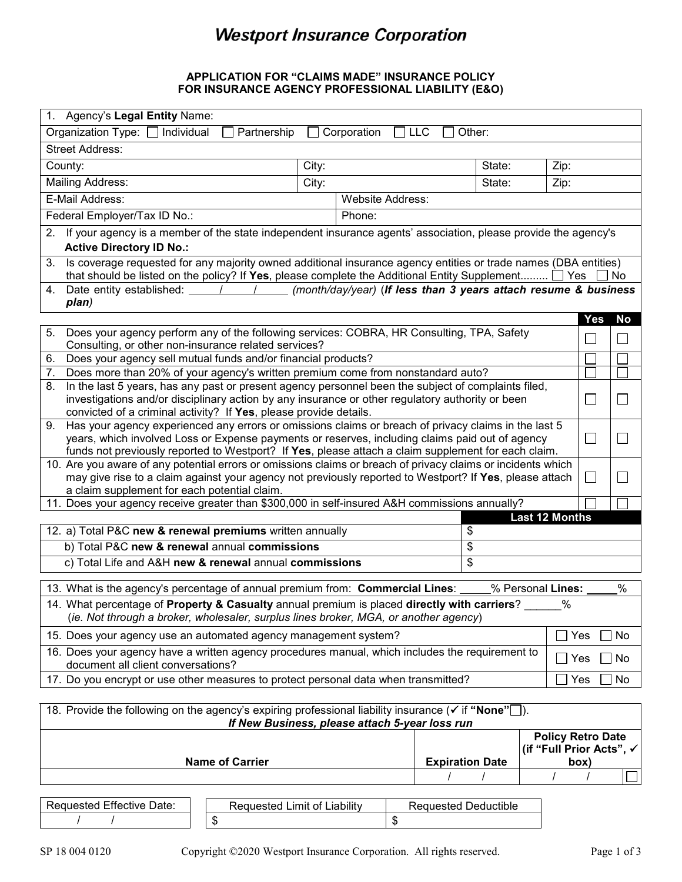# Westport Insurance Corporation

## APPLICATION FOR "CLAIMS MADE" INSURANCE POLICY FOR INSURANCE AGENCY PROFESSIONAL LIABILITY (E&O)

| | | | | |
|---|---|---|---|---|
| 1. Agency's **Legal Entity** Name: | | | | |
| Organization Type: ☐ Individual ☐ Partnership ☐ Corporation ☐ LLC ☐ Other: | | | | |
| Street Address: | | | | |
| County: | City: | | State: | Zip: |
| Mailing Address: | City: | | State: | Zip: |
| E-Mail Address: | | Website Address: | | |
| Federal Employer/Tax ID No.: | | Phone: | | |
| 2. If your agency is a member of the state independent insurance agents' association, please provide the agency's **Active Directory ID No.:** | | | | |
| 3. Is coverage requested for any majority owned additional insurance agency entities or trade names (DBA entities) that should be listed on the policy? If **Yes**, please complete the Additional Entity Supplement......... ☐ Yes ☐ No | | | | |
| 4. Date entity established: ____/____/______ *(month/day/year)* (***If less than 3 years attach resume & business plan***) | | | | |

| | Yes | No |
|---|---|---|
| 5. Does your agency perform any of the following services: COBRA, HR Consulting, TPA, Safety Consulting, or other non-insurance related services? | ☐ | ☐ |
| 6. Does your agency sell mutual funds and/or financial products? | ☐ | ☐ |
| 7. Does more than 20% of your agency's written premium come from nonstandard auto? | ☐ | ☐ |
| 8. In the last 5 years, has any past or present agency personnel been the subject of complaints filed, investigations and/or disciplinary action by any insurance or other regulatory authority or been convicted of a criminal activity? If **Yes**, please provide details. | ☐ | ☐ |
| 9. Has your agency experienced any errors or omissions claims or breach of privacy claims in the last 5 years, which involved Loss or Expense payments or reserves, including claims paid out of agency funds not previously reported to Westport? If **Yes**, please attach a claim supplement for each claim. | ☐ | ☐ |
| 10. Are you aware of any potential errors or omissions claims or breach of privacy claims or incidents which may give rise to a claim against your agency not previously reported to Westport? If **Yes**, please attach a claim supplement for each potential claim. | ☐ | ☐ |
| 11. Does your agency receive greater than $300,000 in self-insured A&H commissions annually? | ☐ | ☐ |

| | Last 12 Months |
|---|---|
| 12. a) Total P&C **new & renewal premiums** written annually | $ |
| b) Total P&C **new & renewal** annual **commissions** | $ |
| c) Total Life and A&H **new & renewal** annual **commissions** | $ |

| | |
|---|---|
| 13. What is the agency's percentage of annual premium from: **Commercial Lines**: _____% Personal **Lines:** _____% | |
| 14. What percentage of **Property & Casualty** annual premium is placed **directly with carriers**? ______% (*ie. Not through a broker, wholesaler, surplus lines broker, MGA, or another agency*) | |
| 15. Does your agency use an automated agency management system? | ☐ Yes ☐ No |
| 16. Does your agency have a written agency procedures manual, which includes the requirement to document all client conversations? | ☐ Yes ☐ No |
| 17. Do you encrypt or use other measures to protect personal data when transmitted? | ☐ Yes ☐ No |

18. Provide the following on the agency's expiring professional liability insurance (✓ if **"None"** ☐).
***If New Business, please attach 5-year loss run***

| Name of Carrier | Expiration Date | Policy Retro Date (if "Full Prior Acts", ✓ box) | |
|---|---|---|---|
| | / / | / / | ☐ |

| Requested Effective Date: | Requested Limit of Liability | Requested Deductible |
|---|---|---|
| / / | $ | $ |

SP 18 004 0120 Copyright ©2020 Westport Insurance Corporation. All rights reserved.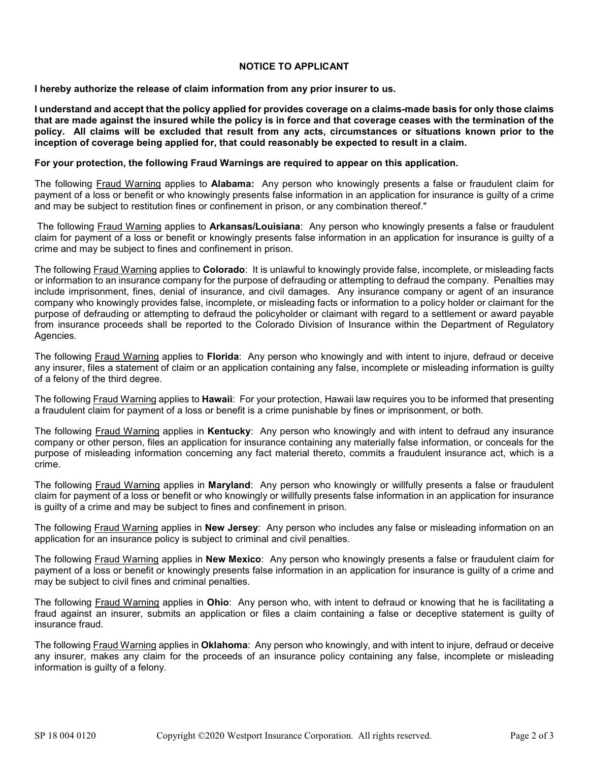## NOTICE TO APPLICANT

**I hereby authorize the release of claim information from any prior insurer to us.**

**I understand and accept that the policy applied for provides coverage on a claims-made basis for only those claims that are made against the insured while the policy is in force and that coverage ceases with the termination of the policy. All claims will be excluded that result from any acts, circumstances or situations known prior to the inception of coverage being applied for, that could reasonably be expected to result in a claim.**

**For your protection, the following Fraud Warnings are required to appear on this application.**

The following Fraud Warning applies to **Alabama:** Any person who knowingly presents a false or fraudulent claim for payment of a loss or benefit or who knowingly presents false information in an application for insurance is guilty of a crime and may be subject to restitution fines or confinement in prison, or any combination thereof."

The following Fraud Warning applies to **Arkansas/Louisiana**: Any person who knowingly presents a false or fraudulent claim for payment of a loss or benefit or knowingly presents false information in an application for insurance is guilty of a crime and may be subject to fines and confinement in prison.

The following Fraud Warning applies to **Colorado**: It is unlawful to knowingly provide false, incomplete, or misleading facts or information to an insurance company for the purpose of defrauding or attempting to defraud the company. Penalties may include imprisonment, fines, denial of insurance, and civil damages. Any insurance company or agent of an insurance company who knowingly provides false, incomplete, or misleading facts or information to a policy holder or claimant for the purpose of defrauding or attempting to defraud the policyholder or claimant with regard to a settlement or award payable from insurance proceeds shall be reported to the Colorado Division of Insurance within the Department of Regulatory Agencies.

The following Fraud Warning applies to **Florida**: Any person who knowingly and with intent to injure, defraud or deceive any insurer, files a statement of claim or an application containing any false, incomplete or misleading information is guilty of a felony of the third degree.

The following Fraud Warning applies to **Hawaii**: For your protection, Hawaii law requires you to be informed that presenting a fraudulent claim for payment of a loss or benefit is a crime punishable by fines or imprisonment, or both.

The following Fraud Warning applies in **Kentucky**: Any person who knowingly and with intent to defraud any insurance company or other person, files an application for insurance containing any materially false information, or conceals for the purpose of misleading information concerning any fact material thereto, commits a fraudulent insurance act, which is a crime.

The following Fraud Warning applies in **Maryland**: Any person who knowingly or willfully presents a false or fraudulent claim for payment of a loss or benefit or who knowingly or willfully presents false information in an application for insurance is guilty of a crime and may be subject to fines and confinement in prison.

The following Fraud Warning applies in **New Jersey**: Any person who includes any false or misleading information on an application for an insurance policy is subject to criminal and civil penalties.

The following Fraud Warning applies in **New Mexico**: Any person who knowingly presents a false or fraudulent claim for payment of a loss or benefit or knowingly presents false information in an application for insurance is guilty of a crime and may be subject to civil fines and criminal penalties.

The following Fraud Warning applies in **Ohio**: Any person who, with intent to defraud or knowing that he is facilitating a fraud against an insurer, submits an application or files a claim containing a false or deceptive statement is guilty of insurance fraud.

The following Fraud Warning applies in **Oklahoma**: Any person who knowingly, and with intent to injure, defraud or deceive any insurer, makes any claim for the proceeds of an insurance policy containing any false, incomplete or misleading information is guilty of a felony.

SP 18 004 0120 Copyright ©2020 Westport Insurance Corporation. All rights reserved.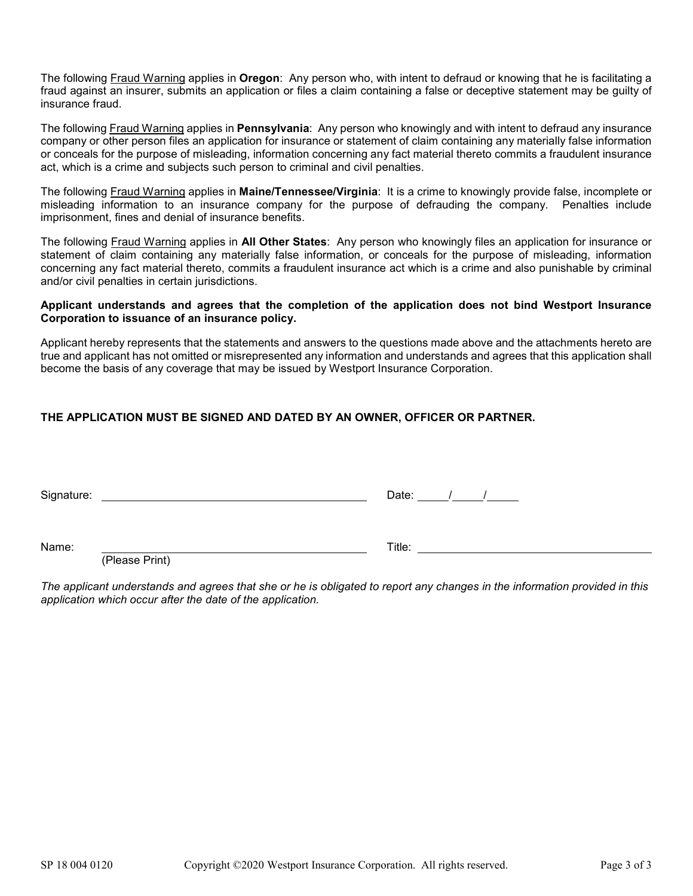The following Fraud Warning applies in **Oregon**: Any person who, with intent to defraud or knowing that he is facilitating a fraud against an insurer, submits an application or files a claim containing a false or deceptive statement may be guilty of insurance fraud.

The following Fraud Warning applies in **Pennsylvania**: Any person who knowingly and with intent to defraud any insurance company or other person files an application for insurance or statement of claim containing any materially false information or conceals for the purpose of misleading, information concerning any fact material thereto commits a fraudulent insurance act, which is a crime and subjects such person to criminal and civil penalties.

The following Fraud Warning applies in **Maine/Tennessee/Virginia**: It is a crime to knowingly provide false, incomplete or misleading information to an insurance company for the purpose of defrauding the company. Penalties include imprisonment, fines and denial of insurance benefits.

The following Fraud Warning applies in **All Other States**: Any person who knowingly files an application for insurance or statement of claim containing any materially false information, or conceals for the purpose of misleading, information concerning any fact material thereto, commits a fraudulent insurance act which is a crime and also punishable by criminal and/or civil penalties in certain jurisdictions.

**Applicant understands and agrees that the completion of the application does not bind Westport Insurance Corporation to issuance of an insurance policy.**

Applicant hereby represents that the statements and answers to the questions made above and the attachments hereto are true and applicant has not omitted or misrepresented any information and understands and agrees that this application shall become the basis of any coverage that may be issued by Westport Insurance Corporation.

**THE APPLICATION MUST BE SIGNED AND DATED BY AN OWNER, OFFICER OR PARTNER.**

Signature: ______________________________ Date: ____/____/____

Name: ______________________________ Title: ______________________________
(Please Print)

*The applicant understands and agrees that she or he is obligated to report any changes in the information provided in this application which occur after the date of the application.*

SP 18 004 0120 Copyright ©2020 Westport Insurance Corporation. All rights reserved.